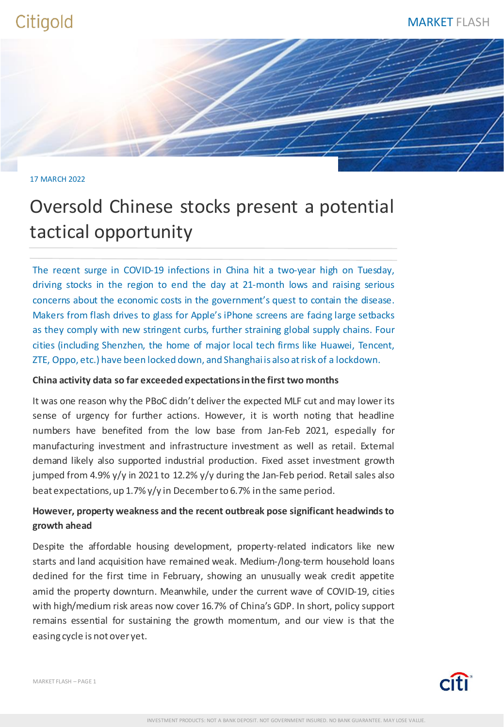17 MARCH 2022

# Oversold Chinese stocks present a potential tactical opportunity

The recent surge in COVID-19 infections in China hit a two-year high on Tuesday, driving stocks in the region to end the day at 21-month lows and raising serious concerns about the economic costs in the government's quest to contain the disease. Makers from flash drives to glass for Apple's iPhone screens are facing large setbacks as they comply with new stringent curbs, further straining global supply chains. Four cities (including Shenzhen, the home of major local tech firms like Huawei, Tencent, ZTE, Oppo, etc.) have been locked down, and Shanghai is also at risk of a lockdown.

**China activity data so far exceeded expectations in the first two months**

It was one reason why the PBoC didn't deliver the expected MLF cut and may lower its sense of urgency for further actions. However, it is worth noting that headline numbers have benefited from the low base from Jan-Feb 2021, especially for manufacturing investment and infrastructure investment as well as retail. External demand likely also supported industrial production. Fixed asset investment growth jumped from 4.9% y/y in 2021 to 12.2% y/y during the Jan-Feb period. Retail sales also beat expectations, up 1.7% y/y in December to 6.7% in the same period.

**However, property weakness and the recent outbreak pose significant headwinds to growth ahead**

Despite the affordable housing development, property-related indicators like new starts and land acquisition have remained weak. Medium-/long-term household loans declined for the first time in February, showing an unusually weak credit appetite amid the property downturn. Meanwhile, under the current wave of COVID-19, cities with high/medium risk areas now cover 16.7% of China's GDP. In short, policy support remains essential for sustaining the growth momentum, and our view is that the easing cycle is not over yet.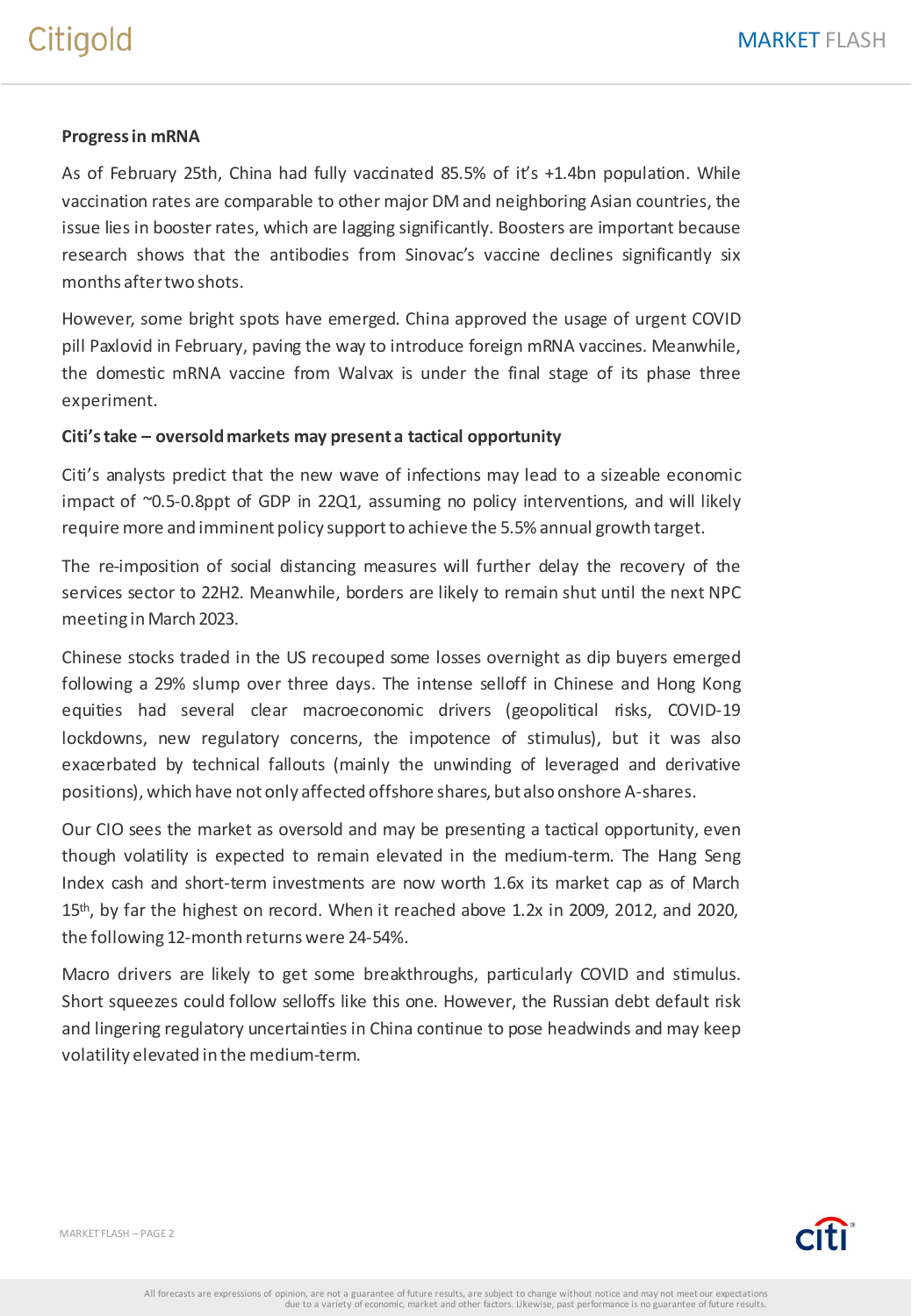**Progress in mRNA**

As of February 25th, China had fully vaccinated 85.5% of it's +1.4bn population. While vaccination rates are comparable to other major DM and neighboring Asian countries, the issue lies in booster rates, which are lagging significantly. Boosters are important because research shows that the antibodies from Sinovac's vaccine declines significantly six months after two shots.

However, some bright spots have emerged. China approved the usage of urgent COVID pill Paxlovid in February, paving the way to introduce foreign mRNA vaccines. Meanwhile, the domestic mRNA vaccine from Walvax is under the final stage of its phase three experiment.

**Citi's take – oversold markets may present a tactical opportunity**

Citi's analysts predict that the new wave of infections may lead to a sizeable economic impact of ~0.5-0.8ppt of GDP in 22Q1, assuming no policy interventions, and will likely require more and imminent policy support to achieve the 5.5% annual growth target.

The re-imposition of social distancing measures will further delay the recovery of the services sector to 22H2. Meanwhile, borders are likely to remain shut until the next NPC meeting in March 2023.

Chinese stocks traded in the US recouped some losses overnight as dip buyers emerged following a 29% slump over three days. The intense selloff in Chinese and Hong Kong equities had several clear macroeconomic drivers (geopolitical risks, COVID-19 lockdowns, new regulatory concerns, the impotence of stimulus), but it was also exacerbated by technical fallouts (mainly the unwinding of leveraged and derivative positions), which have not only affected offshore shares, but also onshore A-shares.

Our CIO sees the market as oversold and may be presenting a tactical opportunity, even though volatility is expected to remain elevated in the medium-term. The Hang Seng Index cash and short-term investments are now worth 1.6x its market cap as of March 15th, by far the highest on record. When it reached above 1.2x in 2009, 2012, and 2020, the following 12-month returns were 24-54%.

Macro drivers are likely to get some breakthroughs, particularly COVID and stimulus. Short squeezes could follow selloffs like this one. However, the Russian debt default risk and lingering regulatory uncertainties in China continue to pose headwinds and may keep volatility elevated in the medium-term.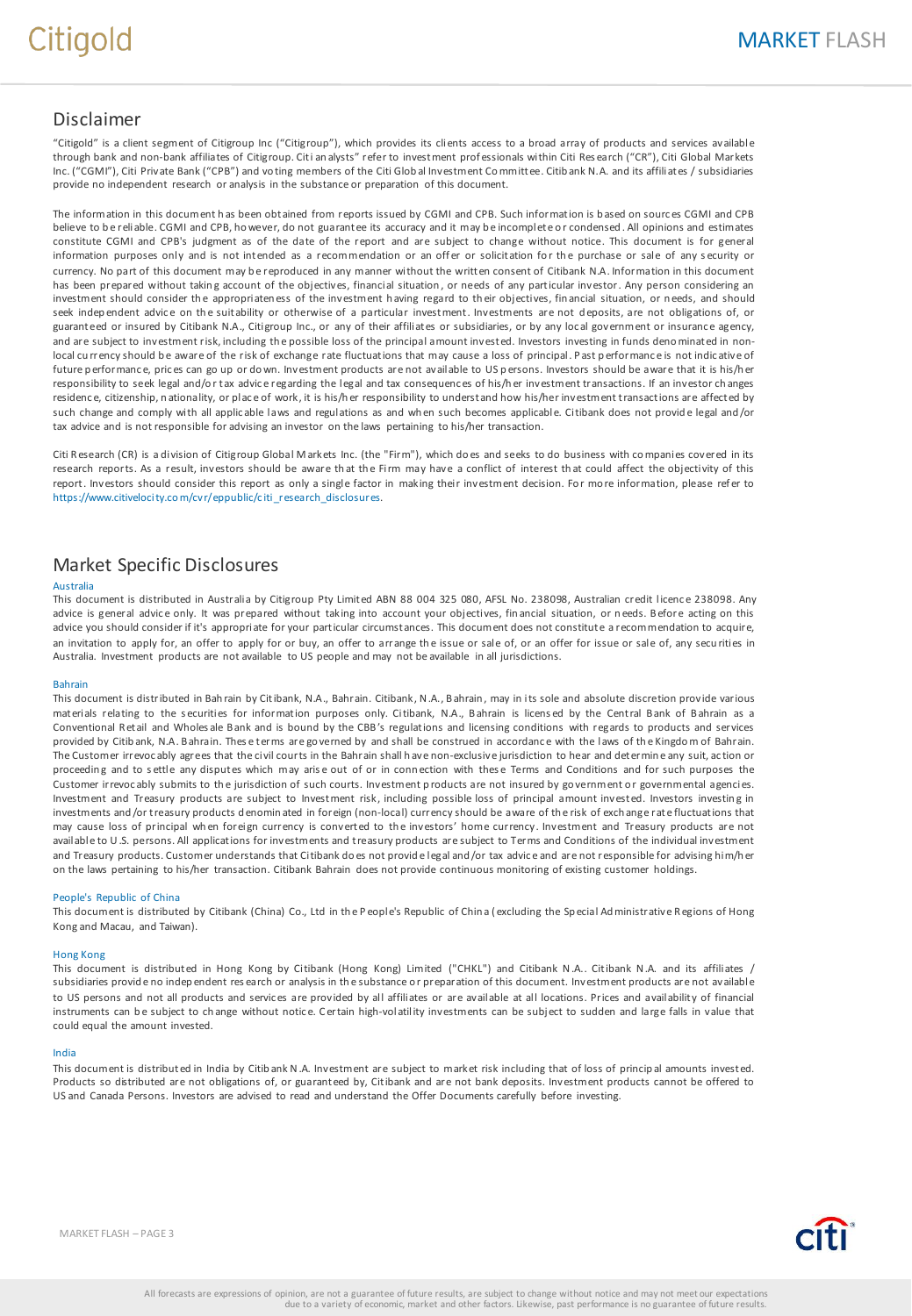## Disclaimer

"Citigold" is a client segment of Citigroup Inc ("Citigroup"), which provides its clients access to a broad array of products and services available through bank and non-bank affiliates of Citigroup. Citi analysts" refer to investment professionals within Citi Research ("CR"), Citi Global Markets Inc. ("CGMI"), Citi Private Bank ("CPB") and voting members of the Citi Global Investment Committee. Citibank N.A. and its affiliates / subsidiaries provide no independent research or analysis in the substance or preparation of this document.

The information in this document has been obtained from reports issued by CGMI and CPB. Such information is based on sources CGMI and CPB believe to be reliable. CGMI and CPB, however, do not guarantee its accuracy and it may be incomplete or condensed. All opinions and estimates constitute CGMI and CPB's judgment as of the date of the report and are subject to change without notice. This document is for general information purposes only and is not intended as a recommendation or an offer or solicitation for the purchase or sale of any security or currency. No part of this document may be reproduced in any manner without the written consent of Citibank N.A. Information in this document has been prepared without taking account of the objectives, financial situation, or needs of any particular investor. Any person considering an investment should consider the appropriateness of the investment having regard to their objectives, financial situation, or needs, and should seek independent advice on the suitability or otherwise of a particular investment. Investments are not deposits, are not obligations of, or guaranteed or insured by Citibank N.A., Citigroup Inc., or any of their affiliates or subsidiaries, or by any local government or insurance agency, and are subject to investment risk, including the possible loss of the principal amount invested. Investors investing in funds denominated in non-local currency should be aware of the risk of exchange rate fluctuations that may cause a loss of principal. Past performance is not indicative of future performance, prices can go up or down. Investment products are not available to US persons. Investors should be aware that it is his/her responsibility to seek legal and/or tax advice regarding the legal and tax consequences of his/her investment transactions. If an investor changes residence, citizenship, nationality, or place of work, it is his/her responsibility to understand how his/her investment transactions are affected by such change and comply with all applicable laws and regulations as and when such becomes applicable. Citibank does not provide legal and/or tax advice and is not responsible for advising an investor on the laws pertaining to his/her transaction.

Citi Research (CR) is a division of Citigroup Global Markets Inc. (the "Firm"), which does and seeks to do business with companies covered in its research reports. As a result, investors should be aware that the Firm may have a conflict of interest that could affect the objectivity of this report. Investors should consider this report as only a single factor in making their investment decision. For more information, please refer to https://www.citivelocity.com/cvr/eppublic/citi_research_disclosures.

## Market Specific Disclosures

### Australia

This document is distributed in Australia by Citigroup Pty Limited ABN 88 004 325 080, AFSL No. 238098, Australian credit licence 238098. Any advice is general advice only. It was prepared without taking into account your objectives, financial situation, or needs. Before acting on this advice you should consider if it's appropriate for your particular circumstances. This document does not constitute a recommendation to acquire, an invitation to apply for, an offer to apply for or buy, an offer to arrange the issue or sale of, or an offer for issue or sale of, any securities in Australia. Investment products are not available to US people and may not be available in all jurisdictions.

### Bahrain

This document is distributed in Bahrain by Citibank, N.A., Bahrain. Citibank, N.A., Bahrain, may in its sole and absolute discretion provide various materials relating to the securities for information purposes only. Citibank, N.A., Bahrain is licensed by the Central Bank of Bahrain as a Conventional Retail and Wholesale Bank and is bound by the CBB's regulations and licensing conditions with regards to products and services provided by Citibank, N.A. Bahrain. These terms are governed by and shall be construed in accordance with the laws of the Kingdom of Bahrain. The Customer irrevocably agrees that the civil courts in the Bahrain shall have non-exclusive jurisdiction to hear and determine any suit, action or proceeding and to settle any disputes which may arise out of or in connection with these Terms and Conditions and for such purposes the Customer irrevocably submits to the jurisdiction of such courts. Investment products are not insured by government or governmental agencies. Investment and Treasury products are subject to Investment risk, including possible loss of principal amount invested. Investors investing in investments and/or treasury products denominated in foreign (non-local) currency should be aware of the risk of exchange rate fluctuations that may cause loss of principal when foreign currency is converted to the investors' home currency. Investment and Treasury products are not available to U.S. persons. All applications for investments and treasury products are subject to Terms and Conditions of the individual investment and Treasury products. Customer understands that Citibank does not provide legal and/or tax advice and are not responsible for advising him/her on the laws pertaining to his/her transaction. Citibank Bahrain does not provide continuous monitoring of existing customer holdings.

### People's Republic of China

This document is distributed by Citibank (China) Co., Ltd in the People's Republic of China (excluding the Special Administrative Regions of Hong Kong and Macau, and Taiwan).

### Hong Kong

This document is distributed in Hong Kong by Citibank (Hong Kong) Limited ("CHKL") and Citibank N.A.. Citibank N.A. and its affiliates / subsidiaries provide no independent research or analysis in the substance or preparation of this document. Investment products are not available to US persons and not all products and services are provided by all affiliates or are available at all locations. Prices and availability of financial instruments can be subject to change without notice. Certain high-volatility investments can be subject to sudden and large falls in value that could equal the amount invested.

### India

This document is distributed in India by Citibank N.A. Investment are subject to market risk including that of loss of principal amounts invested. Products so distributed are not obligations of, or guaranteed by, Citibank and are not bank deposits. Investment products cannot be offered to US and Canada Persons. Investors are advised to read and understand the Offer Documents carefully before investing.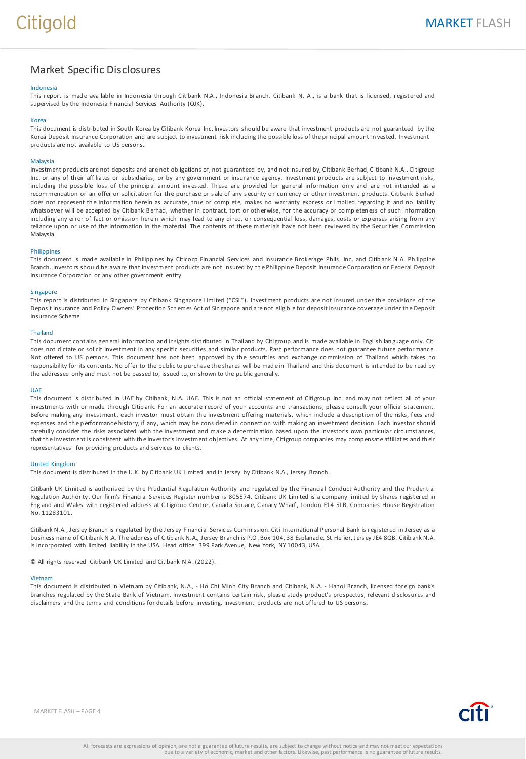# Market Specific Disclosures

### Indonesia

This report is made available in Indonesia through Citibank N.A., Indonesia Branch. Citibank N. A., is a bank that is licensed, registered and supervised by the Indonesia Financial Services Authority (OJK).

### Korea

This document is distributed in South Korea by Citibank Korea Inc. Investors should be aware that investment products are not guaranteed by the Korea Deposit Insurance Corporation and are subject to investment risk including the possible loss of the principal amount invested. Investment products are not available to US persons.

### Malaysia

Investment products are not deposits and are not obligations of, not guaranteed by, and not insured by, Citibank Berhad, Citibank N.A., Citigroup Inc. or any of their affiliates or subsidiaries, or by any government or insurance agency. Investment products are subject to investment risks, including the possible loss of the principal amount invested. These are provided for general information only and are not intended as a recommendation or an offer or solicitation for the purchase or sale of any security or currency or other investment products. Citibank Berhad does not represent the information herein as accurate, true or complete, makes no warranty express or implied regarding it and no liability whatsoever will be accepted by Citibank Berhad, whether in contract, tort or otherwise, for the accuracy or completeness of such information including any error of fact or omission herein which may lead to any direct or consequential loss, damages, costs or expenses arising from any reliance upon or use of the information in the material. The contents of these materials have not been reviewed by the Securities Commission Malaysia.

### Philippines

This document is made available in Philippines by Citicorp Financial Services and Insurance Brokerage Phils. Inc, and Citibank N.A. Philippine Branch. Investors should be aware that Investment products are not insured by the Philippine Deposit Insurance Corporation or Federal Deposit Insurance Corporation or any other government entity.

### Singapore

This report is distributed in Singapore by Citibank Singapore Limited ("CSL"). Investment products are not insured under the provisions of the Deposit Insurance and Policy Owners' Protection Schemes Act of Singapore and are not eligible for deposit insurance coverage under the Deposit Insurance Scheme.

### Thailand

This document contains general information and insights distributed in Thailand by Citigroup and is made available in English language only. Citi does not dictate or solicit investment in any specific securities and similar products. Past performance does not guarantee future performance. Not offered to US persons. This document has not been approved by the securities and exchange commission of Thailand which takes no responsibility for its contents. No offer to the public to purchase the shares will be made in Thailand and this document is intended to be read by the addressee only and must not be passed to, issued to, or shown to the public generally.

### UAE

This document is distributed in UAE by Citibank, N.A. UAE. This is not an official statement of Citigroup Inc. and may not reflect all of your investments with or made through Citibank. For an accurate record of your accounts and transactions, please consult your official statement. Before making any investment, each investor must obtain the investment offering materials, which include a description of the risks, fees and expenses and the performance history, if any, which may be considered in connection with making an investment decision. Each investor should carefully consider the risks associated with the investment and make a determination based upon the investor's own particular circumstances, that the investment is consistent with the investor's investment objectives. At any time, Citigroup companies may compensate affiliates and their representatives for providing products and services to clients.

### United Kingdom

This document is distributed in the U.K. by Citibank UK Limited and in Jersey by Citibank N.A., Jersey Branch.

Citibank UK Limited is authorised by the Prudential Regulation Authority and regulated by the Financial Conduct Authority and the Prudential Regulation Authority. Our firm's Financial Services Register number is 805574. Citibank UK Limited is a company limited by shares registered in England and Wales with registered address at Citigroup Centre, Canada Square, Canary Wharf, London E14 5LB, Companies House Registration No. 11283101.

Citibank N.A., Jersey Branch is regulated by the Jersey Financial Services Commission. Citi International Personal Bank is registered in Jersey as a business name of Citibank N.A. The address of Citibank N.A., Jersey Branch is P.O. Box 104, 38 Esplanade, St Helier, Jersey JE4 8QB. Citibank N.A. is incorporated with limited liability in the USA. Head office: 399 Park Avenue, New York, NY 10043, USA.

© All rights reserved Citibank UK Limited and Citibank N.A. (2022).

### Vietnam

This document is distributed in Vietnam by Citibank, N.A., - Ho Chi Minh City Branch and Citibank, N.A. - Hanoi Branch, licensed foreign bank's branches regulated by the State Bank of Vietnam. Investment contains certain risk, please study product's prospectus, relevant disclosures and disclaimers and the terms and conditions for details before investing. Investment products are not offered to US persons.